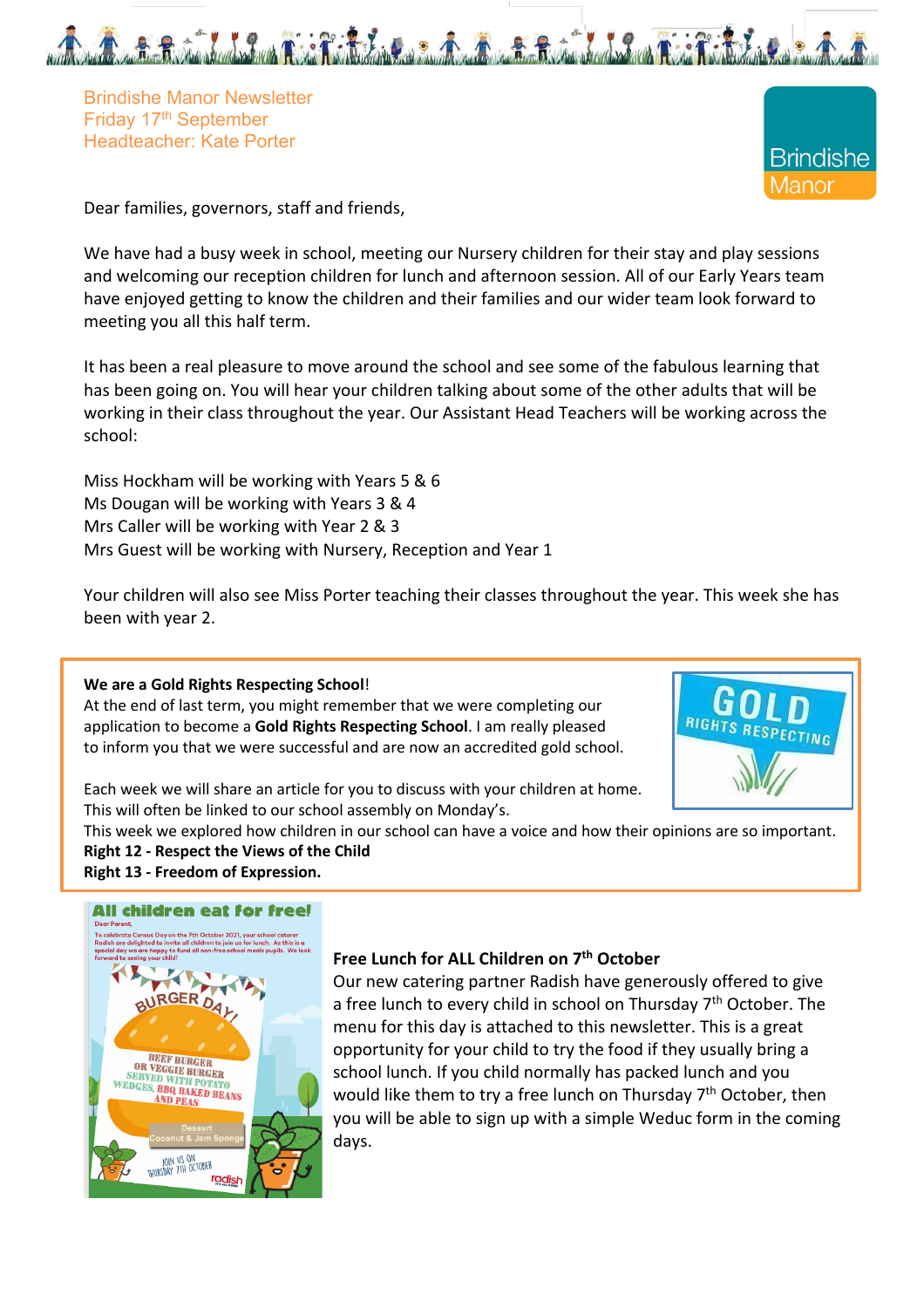Brindishe Manor Newsletter
Friday 17th September
Headteacher: Kate Porter

Dear families, governors, staff and friends,

We have had a busy week in school, meeting our Nursery children for their stay and play sessions and welcoming our reception children for lunch and afternoon session. All of our Early Years team have enjoyed getting to know the children and their families and our wider team look forward to meeting you all this half term.

It has been a real pleasure to move around the school and see some of the fabulous learning that has been going on. You will hear your children talking about some of the other adults that will be working in their class throughout the year. Our Assistant Head Teachers will be working across the school:

Miss Hockham will be working with Years 5 & 6
Ms Dougan will be working with Years 3 & 4
Mrs Caller will be working with Year 2 & 3
Mrs Guest will be working with Nursery, Reception and Year 1

Your children will also see Miss Porter teaching their classes throughout the year. This week she has been with year 2.

**We are a Gold Rights Respecting School**!
At the end of last term, you might remember that we were completing our application to become a **Gold Rights Respecting School**. I am really pleased to inform you that we were successful and are now an accredited gold school.

Each week we will share an article for you to discuss with your children at home. This will often be linked to our school assembly on Monday's.
This week we explored how children in our school can have a voice and how their opinions are so important.
**Right 12 - Respect the Views of the Child**
**Right 13 - Freedom of Expression.**

**Free Lunch for ALL Children on 7th October**
Our new catering partner Radish have generously offered to give a free lunch to every child in school on Thursday 7th October. The menu for this day is attached to this newsletter. This is a great opportunity for your child to try the food if they usually bring a school lunch. If you child normally has packed lunch and you would like them to try a free lunch on Thursday 7th October, then you will be able to sign up with a simple Weduc form in the coming days.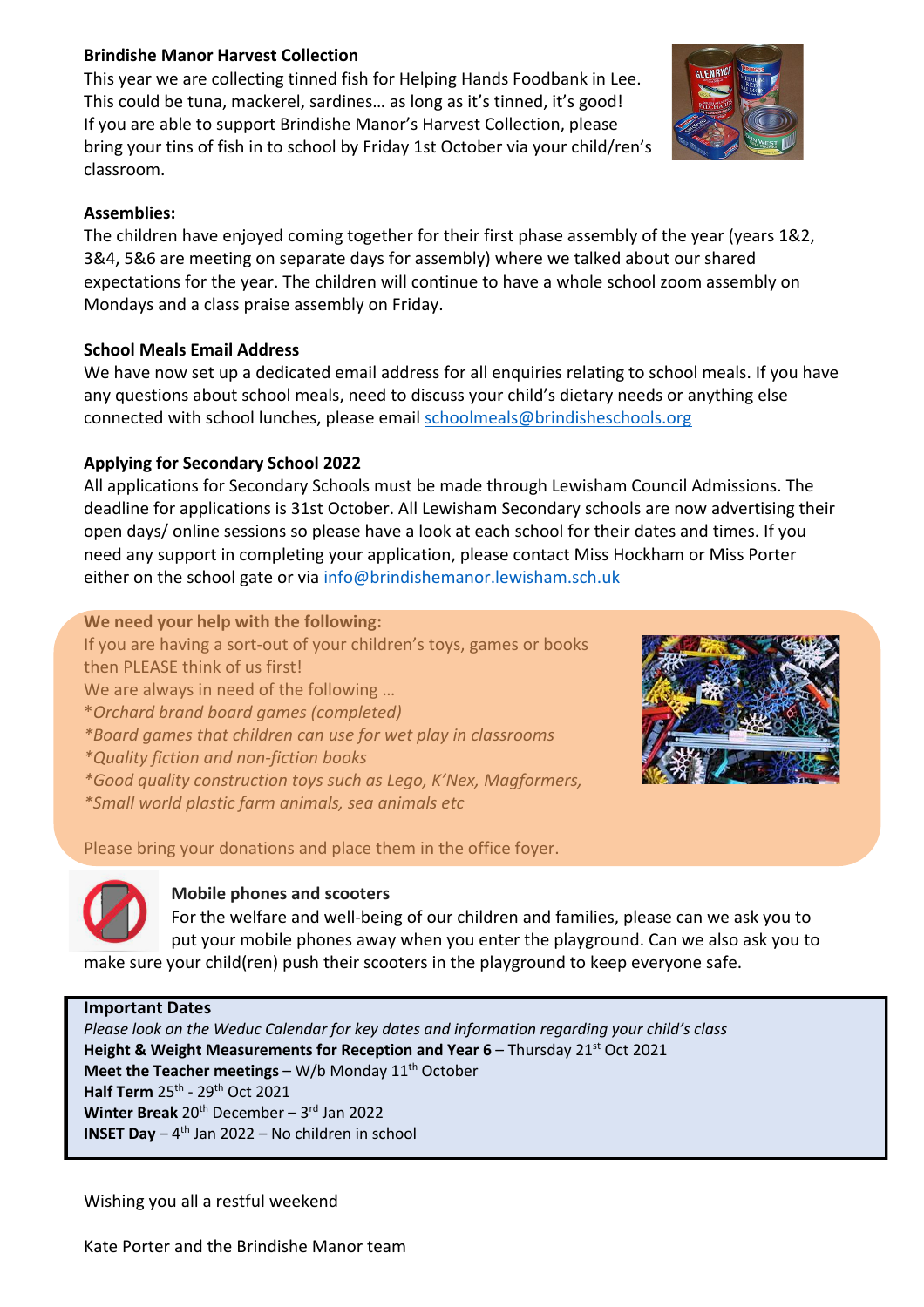**Brindishe Manor Harvest Collection**

This year we are collecting tinned fish for Helping Hands Foodbank in Lee. This could be tuna, mackerel, sardines… as long as it's tinned, it's good! If you are able to support Brindishe Manor's Harvest Collection, please bring your tins of fish in to school by Friday 1st October via your child/ren's classroom.

**Assemblies:**

The children have enjoyed coming together for their first phase assembly of the year (years 1&2, 3&4, 5&6 are meeting on separate days for assembly) where we talked about our shared expectations for the year. The children will continue to have a whole school zoom assembly on Mondays and a class praise assembly on Friday.

**School Meals Email Address**

We have now set up a dedicated email address for all enquiries relating to school meals. If you have any questions about school meals, need to discuss your child's dietary needs or anything else connected with school lunches, please email schoolmeals@brindisheschools.org

**Applying for Secondary School 2022**

All applications for Secondary Schools must be made through Lewisham Council Admissions. The deadline for applications is 31st October. All Lewisham Secondary schools are now advertising their open days/ online sessions so please have a look at each school for their dates and times. If you need any support in completing your application, please contact Miss Hockham or Miss Porter either on the school gate or via info@brindishemanor.lewisham.sch.uk

**We need your help with the following:**

If you are having a sort-out of your children's toys, games or books then PLEASE think of us first!

We are always in need of the following …

*\*Orchard brand board games (completed)*

*\*Board games that children can use for wet play in classrooms*

*\*Quality fiction and non-fiction books*

*\*Good quality construction toys such as Lego, K'Nex, Magformers,*

*\*Small world plastic farm animals, sea animals etc*

Please bring your donations and place them in the office foyer.

**Mobile phones and scooters**

For the welfare and well-being of our children and families, please can we ask you to put your mobile phones away when you enter the playground. Can we also ask you to make sure your child(ren) push their scooters in the playground to keep everyone safe.

**Important Dates**

*Please look on the Weduc Calendar for key dates and information regarding your child's class*

**Height & Weight Measurements for Reception and Year 6** – Thursday 21st Oct 2021

**Meet the Teacher meetings** – W/b Monday 11th October

**Half Term** 25th - 29th Oct 2021

**Winter Break** 20th December – 3rd Jan 2022

**INSET Day** – 4th Jan 2022 – No children in school

Wishing you all a restful weekend

Kate Porter and the Brindishe Manor team